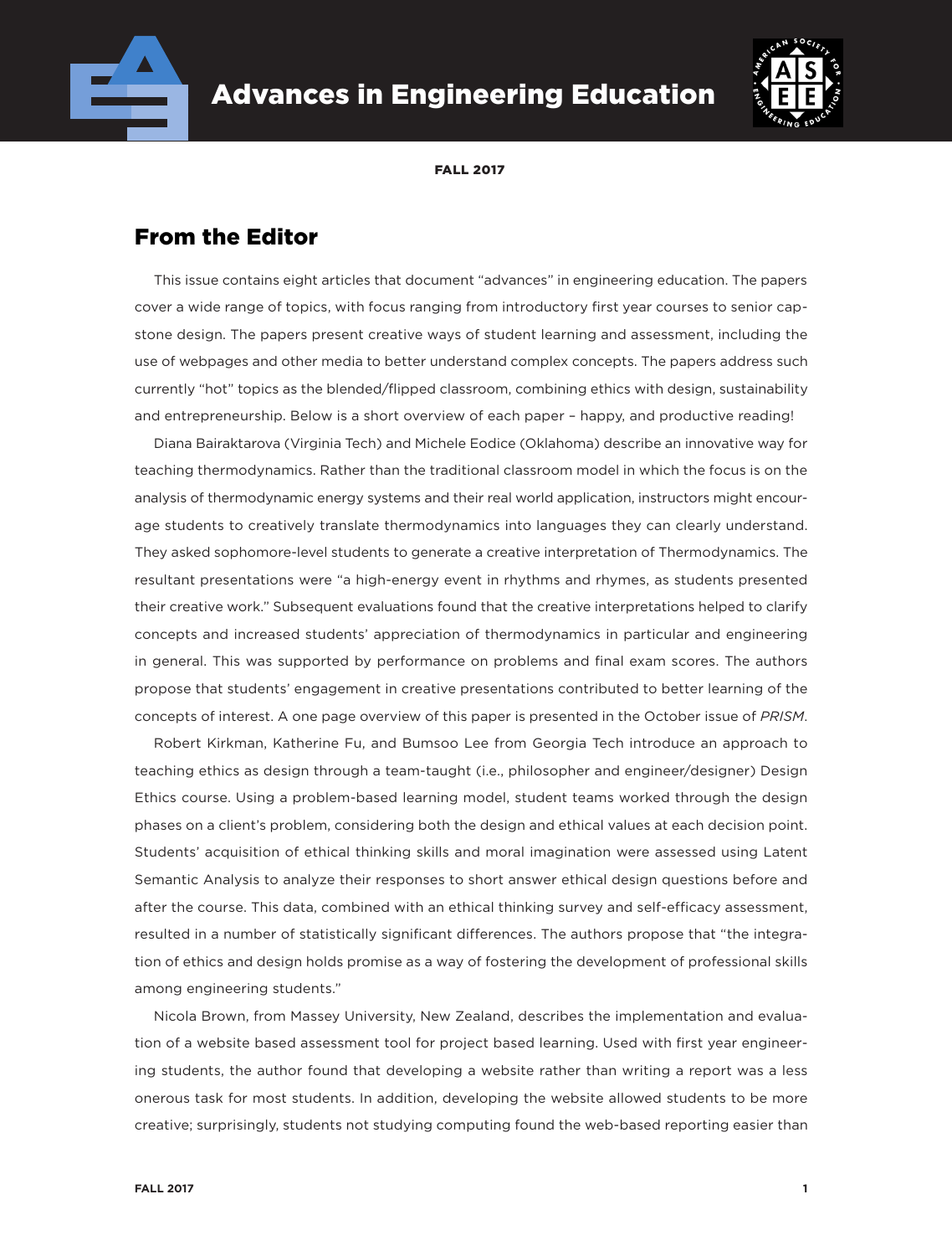# From the Editor

This issue contains eight articles that document "advances" in engineering education. The papers cover a wide range of topics, with focus ranging from introductory first year courses to senior capstone design. The papers present creative ways of student learning and assessment, including the use of webpages and other media to better understand complex concepts. The papers address such currently "hot" topics as the blended/flipped classroom, combining ethics with design, sustainability and entrepreneurship. Below is a short overview of each paper – happy, and productive reading!

Diana Bairaktarova (Virginia Tech) and Michele Eodice (Oklahoma) describe an innovative way for teaching thermodynamics. Rather than the traditional classroom model in which the focus is on the analysis of thermodynamic energy systems and their real world application, instructors might encourage students to creatively translate thermodynamics into languages they can clearly understand. They asked sophomore-level students to generate a creative interpretation of Thermodynamics. The resultant presentations were "a high-energy event in rhythms and rhymes, as students presented their creative work." Subsequent evaluations found that the creative interpretations helped to clarify concepts and increased students' appreciation of thermodynamics in particular and engineering in general. This was supported by performance on problems and final exam scores. The authors propose that students' engagement in creative presentations contributed to better learning of the concepts of interest. A one page overview of this paper is presented in the October issue of *PRISM*.

Robert Kirkman, Katherine Fu, and Bumsoo Lee from Georgia Tech introduce an approach to teaching ethics as design through a team-taught (i.e., philosopher and engineer/designer) Design Ethics course. Using a problem-based learning model, student teams worked through the design phases on a client's problem, considering both the design and ethical values at each decision point. Students' acquisition of ethical thinking skills and moral imagination were assessed using Latent Semantic Analysis to analyze their responses to short answer ethical design questions before and after the course. This data, combined with an ethical thinking survey and self-efficacy assessment, resulted in a number of statistically significant differences. The authors propose that "the integration of ethics and design holds promise as a way of fostering the development of professional skills among engineering students."

Nicola Brown, from Massey University, New Zealand, describes the implementation and evaluation of a website based assessment tool for project based learning. Used with first year engineering students, the author found that developing a website rather than writing a report was a less onerous task for most students. In addition, developing the website allowed students to be more creative; surprisingly, students not studying computing found the web-based reporting easier than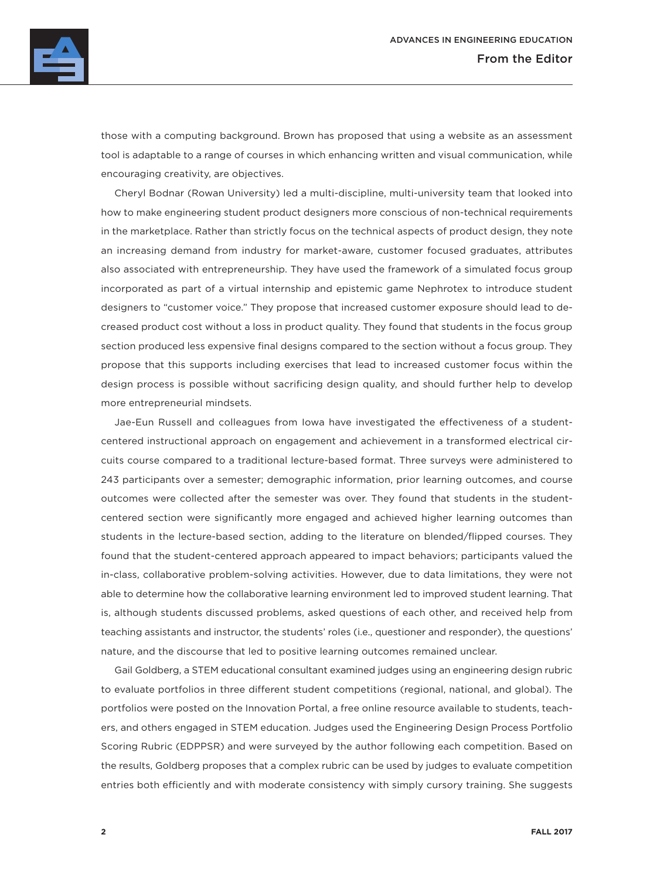those with a computing background. Brown has proposed that using a website as an assessment tool is adaptable to a range of courses in which enhancing written and visual communication, while encouraging creativity, are objectives.

Cheryl Bodnar (Rowan University) led a multi-discipline, multi-university team that looked into how to make engineering student product designers more conscious of non-technical requirements in the marketplace. Rather than strictly focus on the technical aspects of product design, they note an increasing demand from industry for market-aware, customer focused graduates, attributes also associated with entrepreneurship. They have used the framework of a simulated focus group incorporated as part of a virtual internship and epistemic game Nephrotex to introduce student designers to "customer voice." They propose that increased customer exposure should lead to decreased product cost without a loss in product quality. They found that students in the focus group section produced less expensive final designs compared to the section without a focus group. They propose that this supports including exercises that lead to increased customer focus within the design process is possible without sacrificing design quality, and should further help to develop more entrepreneurial mindsets.

Jae-Eun Russell and colleagues from Iowa have investigated the effectiveness of a student-centered instructional approach on engagement and achievement in a transformed electrical circuits course compared to a traditional lecture-based format. Three surveys were administered to 243 participants over a semester; demographic information, prior learning outcomes, and course outcomes were collected after the semester was over. They found that students in the student-centered section were significantly more engaged and achieved higher learning outcomes than students in the lecture-based section, adding to the literature on blended/flipped courses. They found that the student-centered approach appeared to impact behaviors; participants valued the in-class, collaborative problem-solving activities. However, due to data limitations, they were not able to determine how the collaborative learning environment led to improved student learning. That is, although students discussed problems, asked questions of each other, and received help from teaching assistants and instructor, the students' roles (i.e., questioner and responder), the questions' nature, and the discourse that led to positive learning outcomes remained unclear.

Gail Goldberg, a STEM educational consultant examined judges using an engineering design rubric to evaluate portfolios in three different student competitions (regional, national, and global). The portfolios were posted on the Innovation Portal, a free online resource available to students, teachers, and others engaged in STEM education. Judges used the Engineering Design Process Portfolio Scoring Rubric (EDPPSR) and were surveyed by the author following each competition. Based on the results, Goldberg proposes that a complex rubric can be used by judges to evaluate competition entries both efficiently and with moderate consistency with simply cursory training. She suggests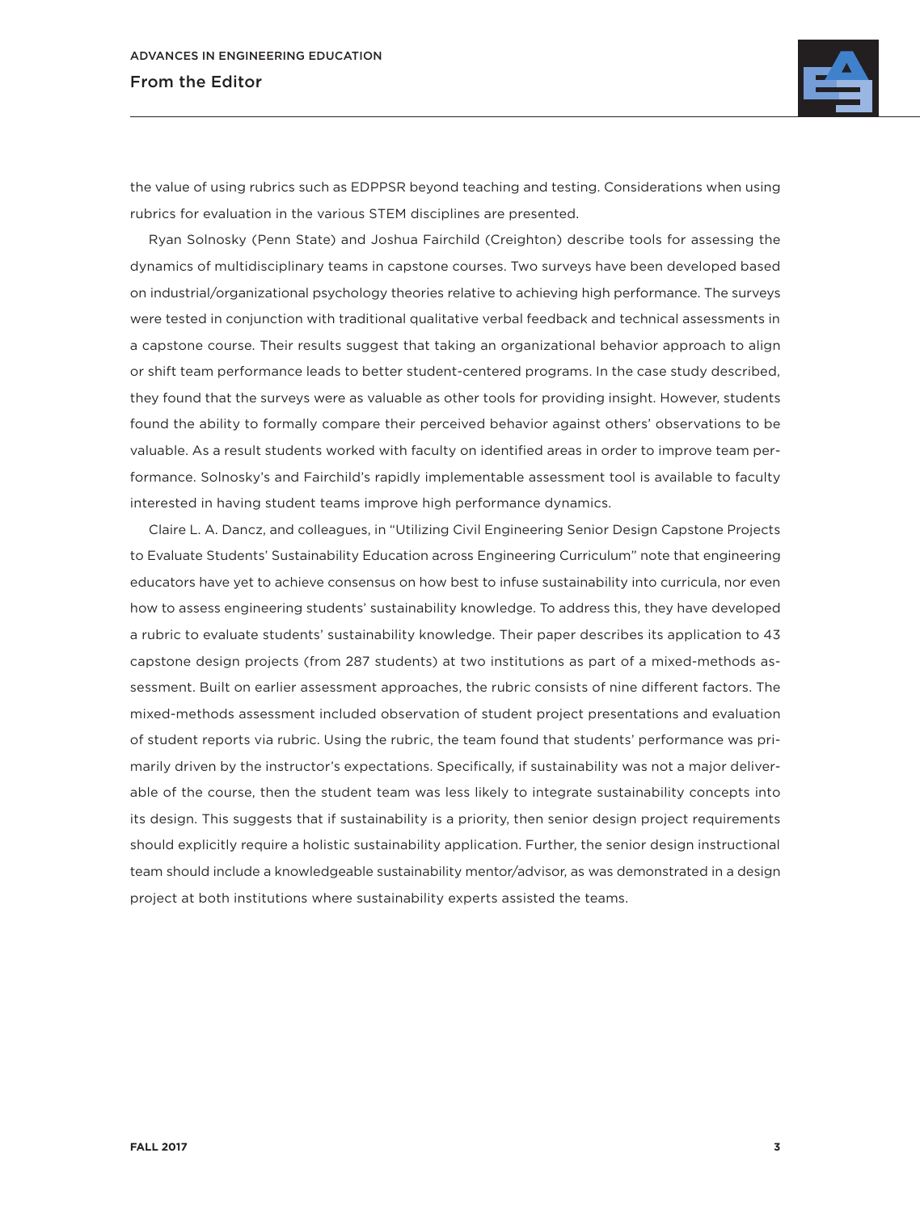the value of using rubrics such as EDPPSR beyond teaching and testing. Considerations when using rubrics for evaluation in the various STEM disciplines are presented.

Ryan Solnosky (Penn State) and Joshua Fairchild (Creighton) describe tools for assessing the dynamics of multidisciplinary teams in capstone courses. Two surveys have been developed based on industrial/organizational psychology theories relative to achieving high performance. The surveys were tested in conjunction with traditional qualitative verbal feedback and technical assessments in a capstone course. Their results suggest that taking an organizational behavior approach to align or shift team performance leads to better student-centered programs. In the case study described, they found that the surveys were as valuable as other tools for providing insight. However, students found the ability to formally compare their perceived behavior against others' observations to be valuable. As a result students worked with faculty on identified areas in order to improve team performance. Solnosky's and Fairchild's rapidly implementable assessment tool is available to faculty interested in having student teams improve high performance dynamics.

Claire L. A. Dancz, and colleagues, in "Utilizing Civil Engineering Senior Design Capstone Projects to Evaluate Students' Sustainability Education across Engineering Curriculum" note that engineering educators have yet to achieve consensus on how best to infuse sustainability into curricula, nor even how to assess engineering students' sustainability knowledge. To address this, they have developed a rubric to evaluate students' sustainability knowledge. Their paper describes its application to 43 capstone design projects (from 287 students) at two institutions as part of a mixed-methods assessment. Built on earlier assessment approaches, the rubric consists of nine different factors. The mixed-methods assessment included observation of student project presentations and evaluation of student reports via rubric. Using the rubric, the team found that students' performance was primarily driven by the instructor's expectations. Specifically, if sustainability was not a major deliverable of the course, then the student team was less likely to integrate sustainability concepts into its design. This suggests that if sustainability is a priority, then senior design project requirements should explicitly require a holistic sustainability application. Further, the senior design instructional team should include a knowledgeable sustainability mentor/advisor, as was demonstrated in a design project at both institutions where sustainability experts assisted the teams.